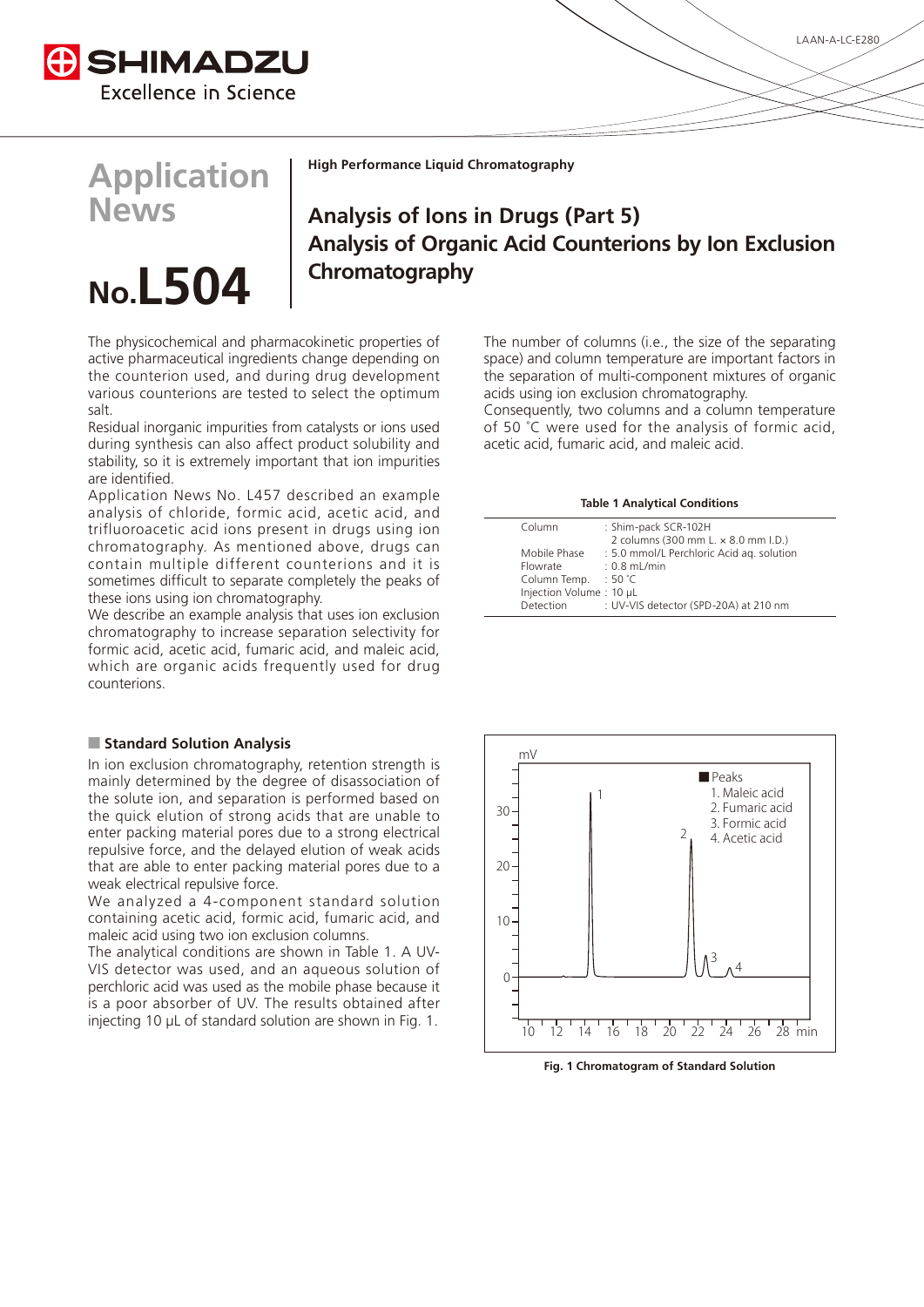# Application News

# No.L504

High Performance Liquid Chromatography

## Analysis of Ions in Drugs (Part 5) Analysis of Organic Acid Counterions by Ion Exclusion Chromatography

The physicochemical and pharmacokinetic properties of active pharmaceutical ingredients change depending on the counterion used, and during drug development various counterions are tested to select the optimum salt.
Residual inorganic impurities from catalysts or ions used during synthesis can also affect product solubility and stability, so it is extremely important that ion impurities are identified.
Application News No. L457 described an example analysis of chloride, formic acid, acetic acid, and trifluoroacetic acid ions present in drugs using ion chromatography. As mentioned above, drugs can contain multiple different counterions and it is sometimes difficult to separate completely the peaks of these ions using ion chromatography.
We describe an example analysis that uses ion exclusion chromatography to increase separation selectivity for formic acid, acetic acid, fumaric acid, and maleic acid, which are organic acids frequently used for drug counterions.

The number of columns (i.e., the size of the separating space) and column temperature are important factors in the separation of multi-component mixtures of organic acids using ion exclusion chromatography.
Consequently, two columns and a column temperature of 50 °C were used for the analysis of formic acid, acetic acid, fumaric acid, and maleic acid.

**Table 1 Analytical Conditions**

| | |
|---|---|
| Column | : Shim-pack SCR-102H<br>2 columns (300 mm L. × 8.0 mm I.D.) |
| Mobile Phase | : 5.0 mmol/L Perchloric Acid aq. solution |
| Flowrate | : 0.8 mL/min |
| Column Temp. | : 50 °C |
| Injection Volume | : 10 µL |
| Detection | : UV-VIS detector (SPD-20A) at 210 nm |

### ■ Standard Solution Analysis

In ion exclusion chromatography, retention strength is mainly determined by the degree of disassociation of the solute ion, and separation is performed based on the quick elution of strong acids that are unable to enter packing material pores due to a strong electrical repulsive force, and the delayed elution of weak acids that are able to enter packing material pores due to a weak electrical repulsive force.
We analyzed a 4-component standard solution containing acetic acid, formic acid, fumaric acid, and maleic acid using two ion exclusion columns.
The analytical conditions are shown in Table 1. A UV-VIS detector was used, and an aqueous solution of perchloric acid was used as the mobile phase because it is a poor absorber of UV. The results obtained after injecting 10 µL of standard solution are shown in Fig. 1.

Peaks
1. Maleic acid
2. Fumaric acid
3. Formic acid
4. Acetic acid

Fig. 1 Chromatogram of Standard Solution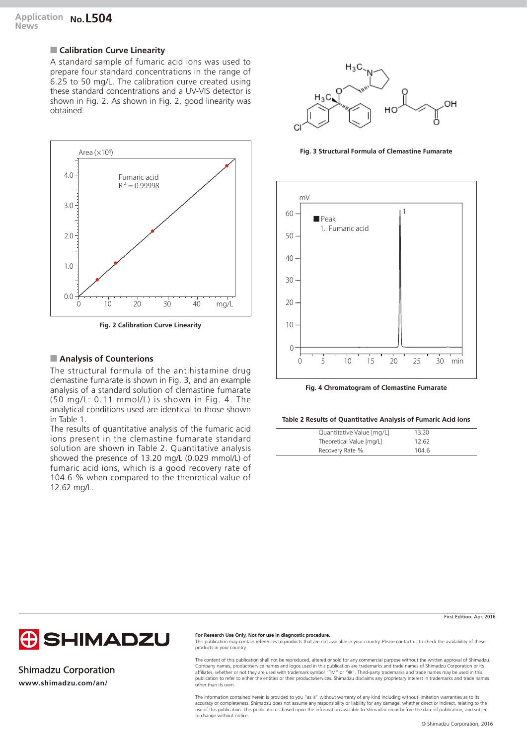## Calibration Curve Linearity

A standard sample of fumaric acid ions was used to prepare four standard concentrations in the range of 6.25 to 50 mg/L. The calibration curve created using these standard concentrations and a UV-VIS detector is shown in Fig. 2. As shown in Fig. 2, good linearity was obtained.

Area (×10[6])
4.0
3.0
2.0
1.0
0.0
0 10 20 30 40 mg/L
Fumaric acid
$R^2 = 0.99998$

**Fig. 2 Calibration Curve Linearity**

## Analysis of Counterions

The structural formula of the antihistamine drug clemastine fumarate is shown in Fig. 3, and an example analysis of a standard solution of clemastine fumarate (50 mg/L: 0.11 mmol/L) is shown in Fig. 4. The analytical conditions used are identical to those shown in Table 1.

The results of quantitative analysis of the fumaric acid ions present in the clemastine fumarate standard solution are shown in Table 2. Quantitative analysis showed the presence of 13.20 mg/L (0.029 mmol/L) of fumaric acid ions, which is a good recovery rate of 104.6 % when compared to the theoretical value of 12.62 mg/L.

**Fig. 3 Structural Formula of Clemastine Fumarate**

mV
60
50
40
30
20
10
0
0 5 10 15 20 25 30 min
Peak
1. Fumaric acid
1

**Fig. 4 Chromatogram of Clemastine Fumarate**

**Table 2 Results of Quantitative Analysis of Fumaric Acid Ions**

| | |
|---|---|
| Quantitative Value [mg/L] | 13.20 |
| Theoretical Value [mg/L] | 12.62 |
| Recovery Rate % | 104.6 |

First Edition: Apr. 2016

Shimadzu Corporation
www.shimadzu.com/an/

**For Research Use Only. Not for use in diagnostic procedure.**
This publication may contain references to products that are not available in your country. Please contact us to check the availability of these products in your country.

The content of this publication shall not be reproduced, altered or sold for any commercial purpose without the written approval of Shimadzu. Company names, product/service names and logos used in this publication are trademarks and trade names of Shimadzu Corporation or its affiliates, whether or not they are used with trademark symbol "TM" or "®". Third-party trademarks and trade names may be used in this publication to refer to either the entities or their products/services. Shimadzu disclaims any proprietary interest in trademarks and trade names other than its own.

The information contained herein is provided to you "as is" without warranty of any kind including without limitation warranties as to its accuracy or completeness. Shimadzu does not assume any responsibility or liability for any damage, whether direct or indirect, relating to the use of this publication. This publication is based upon the information available to Shimadzu on or before the date of publication, and subject to change without notice.

© Shimadzu Corporation, 2016